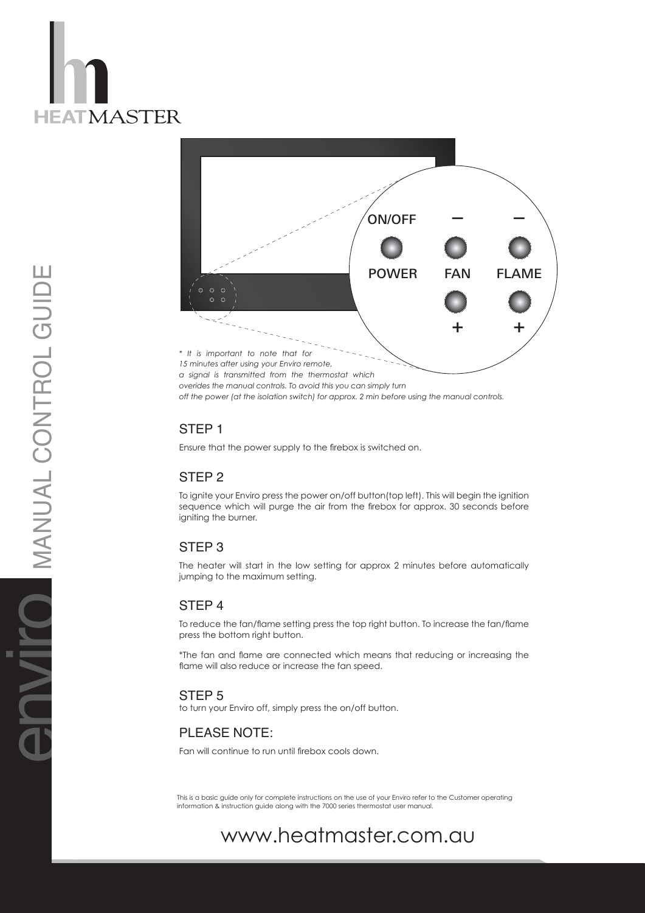# HEATMASTER

## enviro MANUAL CONTROL GUIDE

ON/OFF – –

POWER FAN FLAME

\+ +

*\* It is important to note that for 15 minutes after using your Enviro remote, a signal is transmitted from the thermostat which overides the manual controls. To avoid this you can simply turn off the power (at the isolation switch) for approx. 2 min before using the manual controls.*

### STEP 1

Ensure that the power supply to the firebox is switched on.

### STEP 2

To ignite your Enviro press the power on/off button(top left). This will begin the ignition sequence which will purge the air from the firebox for approx. 30 seconds before igniting the burner.

### STEP 3

The heater will start in the low setting for approx 2 minutes before automatically jumping to the maximum setting.

### STEP 4

To reduce the fan/flame setting press the top right button. To increase the fan/flame press the bottom right button.

*The fan and flame are connected which means that reducing or increasing the flame will also reduce or increase the fan speed.

### STEP 5

to turn your Enviro off, simply press the on/off button.

### PLEASE NOTE:

Fan will continue to run until firebox cools down.

This is a basic guide only for complete instructions on the use of your Enviro refer to the Customer operating information & instruction guide along with the 7000 series thermostat user manual.

www.heatmaster.com.au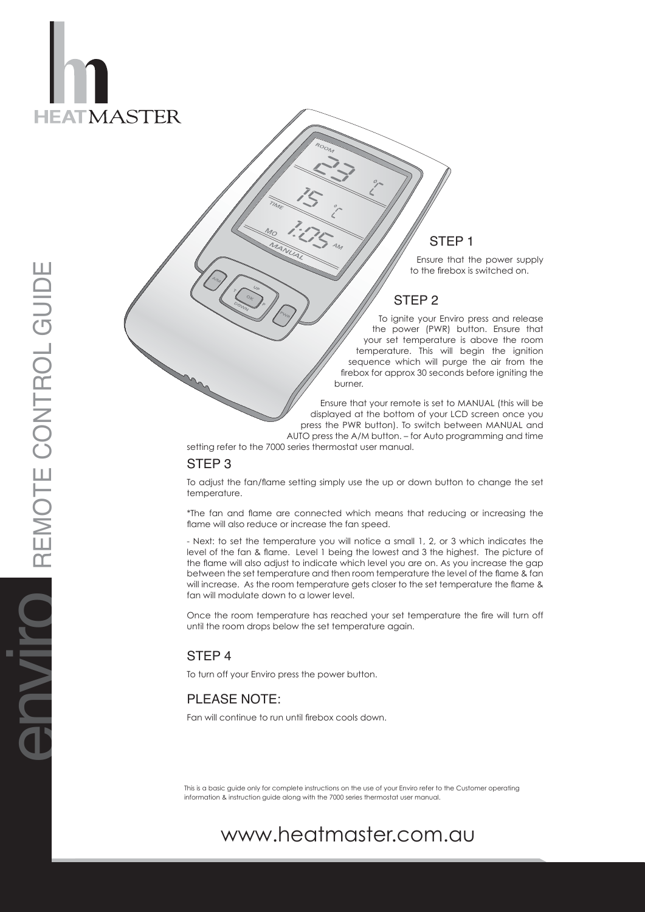HEATMASTER

# enviro REMOTE CONTROL GUIDE

ROOM
23 °C
15 °C
TIME
MO 1:05 AM
MANUAL

A/M
UP
OK
DOWN
T
P
PWR

## STEP 1

Ensure that the power supply to the firebox is switched on.

## STEP 2

To ignite your Enviro press and release the power (PWR) button. Ensure that your set temperature is above the room temperature. This will begin the ignition sequence which will purge the air from the firebox for approx 30 seconds before igniting the burner.

Ensure that your remote is set to MANUAL (this will be displayed at the bottom of your LCD screen once you press the PWR button). To switch between MANUAL and AUTO press the A/M button. – for Auto programming and time setting refer to the 7000 series thermostat user manual.

## STEP 3

To adjust the fan/flame setting simply use the up or down button to change the set temperature.

*The fan and flame are connected which means that reducing or increasing the flame will also reduce or increase the fan speed.

- Next: to set the temperature you will notice a small 1, 2, or 3 which indicates the level of the fan & flame. Level 1 being the lowest and 3 the highest. The picture of the flame will also adjust to indicate which level you are on. As you increase the gap between the set temperature and then room temperature the level of the flame & fan will increase. As the room temperature gets closer to the set temperature the flame & fan will modulate down to a lower level.

Once the room temperature has reached your set temperature the fire will turn off until the room drops below the set temperature again.

## STEP 4

To turn off your Enviro press the power button.

## PLEASE NOTE:

Fan will continue to run until firebox cools down.

This is a basic guide only for complete instructions on the use of your Enviro refer to the Customer operating information & instruction guide along with the 7000 series thermostat user manual.

www.heatmaster.com.au